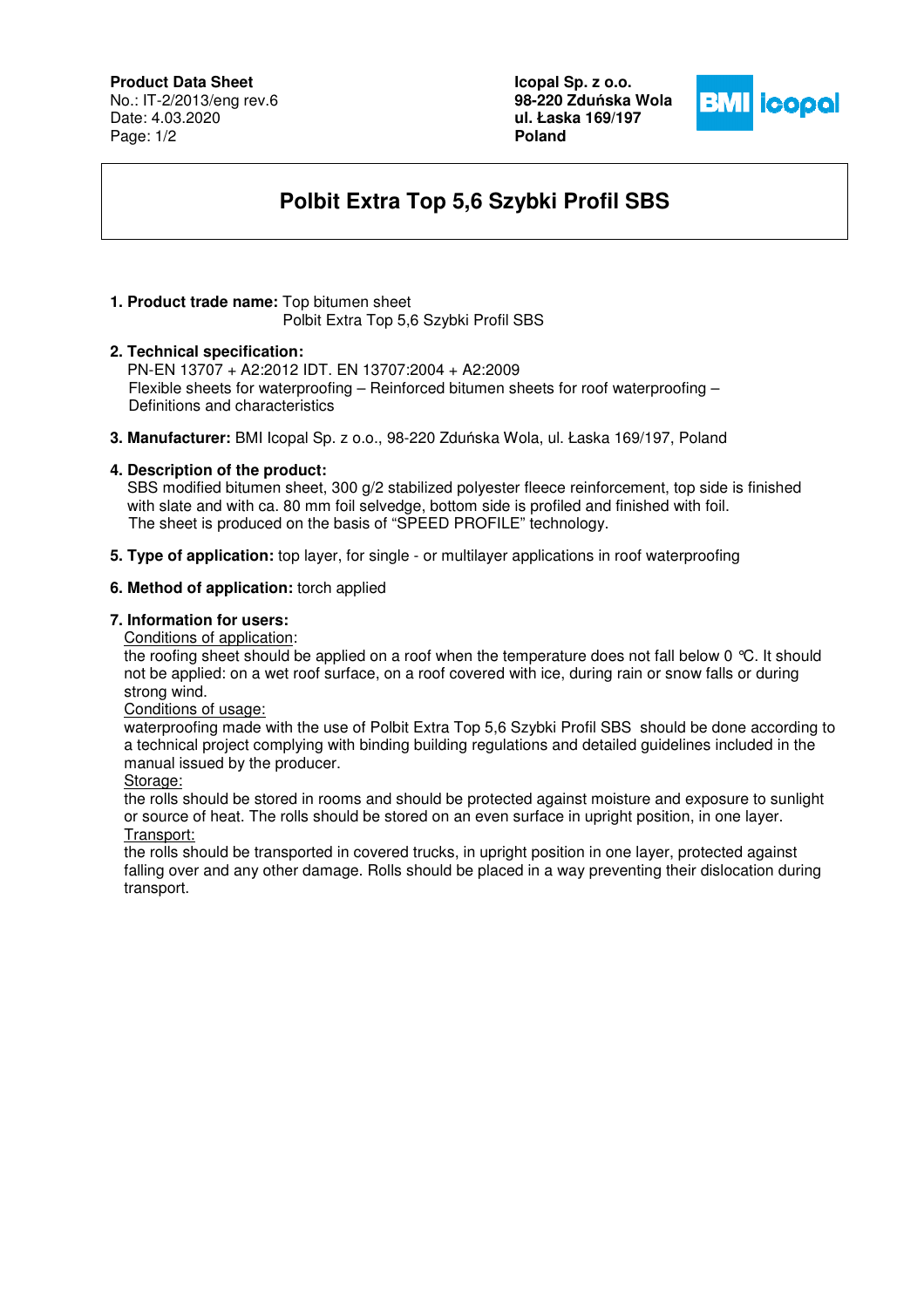**Product Data Sheet**
No.: IT-2/2013/eng rev.6
Date: 4.03.2020

**Icopal Sp. z o.o.**
**98-220 Zduńska Wola**
**ul. Łaska 169/197**
**Poland**

# Polbit Extra Top 5,6 Szybki Profil SBS

**1. Product trade name:** Top bitumen sheet
Polbit Extra Top 5,6 Szybki Profil SBS

**2. Technical specification:**
PN-EN 13707 + A2:2012 IDT. EN 13707:2004 + A2:2009
Flexible sheets for waterproofing – Reinforced bitumen sheets for roof waterproofing – Definitions and characteristics

**3. Manufacturer:** BMI Icopal Sp. z o.o., 98-220 Zduńska Wola, ul. Łaska 169/197, Poland

**4. Description of the product:**
SBS modified bitumen sheet, 300 g/2 stabilized polyester fleece reinforcement, top side is finished with slate and with ca. 80 mm foil selvedge, bottom side is profiled and finished with foil.
The sheet is produced on the basis of "SPEED PROFILE" technology.

**5. Type of application:** top layer, for single - or multilayer applications in roof waterproofing

**6. Method of application:** torch applied

**7. Information for users:**

Conditions of application:
the roofing sheet should be applied on a roof when the temperature does not fall below 0 ℃. It should not be applied: on a wet roof surface, on a roof covered with ice, during rain or snow falls or during strong wind.

Conditions of usage:
waterproofing made with the use of Polbit Extra Top 5,6 Szybki Profil SBS should be done according to a technical project complying with binding building regulations and detailed guidelines included in the manual issued by the producer.

Storage:
the rolls should be stored in rooms and should be protected against moisture and exposure to sunlight or source of heat. The rolls should be stored on an even surface in upright position, in one layer.

Transport:
the rolls should be transported in covered trucks, in upright position in one layer, protected against falling over and any other damage. Rolls should be placed in a way preventing their dislocation during transport.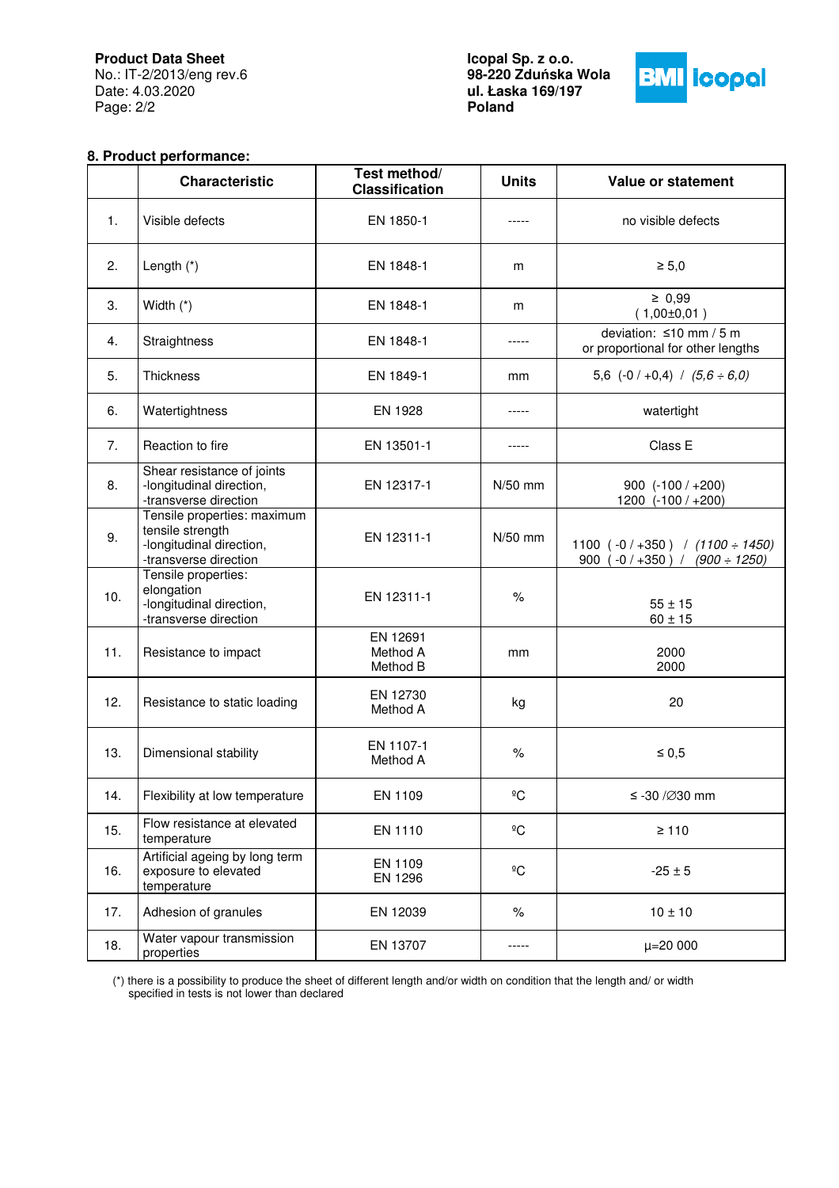**Product Data Sheet**
No.: IT-2/2013/eng rev.6
Date: 4.03.2020
Page: 2/2

**Icopal Sp. z o.o.**
**98-220 Zduńska Wola**
**ul. Łaska 169/197**
**Poland**

### 8. Product performance:

| | Characteristic | Test method/ Classification | Units | Value or statement |
|---|---|---|---|---|
| 1. | Visible defects | EN 1850-1 | ----- | no visible defects |
| 2. | Length (*) | EN 1848-1 | m | ≥ 5,0 |
| 3. | Width (*) | EN 1848-1 | m | ≥ 0,99 ( 1,00±0,01 ) |
| 4. | Straightness | EN 1848-1 | ----- | deviation: ≤10 mm / 5 m or proportional for other lengths |
| 5. | Thickness | EN 1849-1 | mm | 5,6 (-0 / +0,4) / *(5,6 ÷ 6,0)* |
| 6. | Watertightness | EN 1928 | ----- | watertight |
| 7. | Reaction to fire | EN 13501-1 | ----- | Class E |
| 8. | Shear resistance of joints -longitudinal direction, -transverse direction | EN 12317-1 | N/50 mm | 900 (-100 / +200) 1200 (-100 / +200) |
| 9. | Tensile properties: maximum tensile strength -longitudinal direction, -transverse direction | EN 12311-1 | N/50 mm | 1100 ( -0 / +350 ) / *(1100 ÷ 1450)* 900 ( -0 / +350 ) / *(900 ÷ 1250)* |
| 10. | Tensile properties: elongation -longitudinal direction, -transverse direction | EN 12311-1 | % | 55 ± 15 60 ± 15 |
| 11. | Resistance to impact | EN 12691 Method A Method B | mm | 2000 2000 |
| 12. | Resistance to static loading | EN 12730 Method A | kg | 20 |
| 13. | Dimensional stability | EN 1107-1 Method A | % | ≤ 0,5 |
| 14. | Flexibility at low temperature | EN 1109 | ºC | ≤ -30 /∅30 mm |
| 15. | Flow resistance at elevated temperature | EN 1110 | ºC | ≥ 110 |
| 16. | Artificial ageing by long term exposure to elevated temperature | EN 1109 EN 1296 | ºC | -25 ± 5 |
| 17. | Adhesion of granules | EN 12039 | % | 10 ± 10 |
| 18. | Water vapour transmission properties | EN 13707 | ----- | μ=20 000 |

(*) there is a possibility to produce the sheet of different length and/or width on condition that the length and/ or width specified in tests is not lower than declared